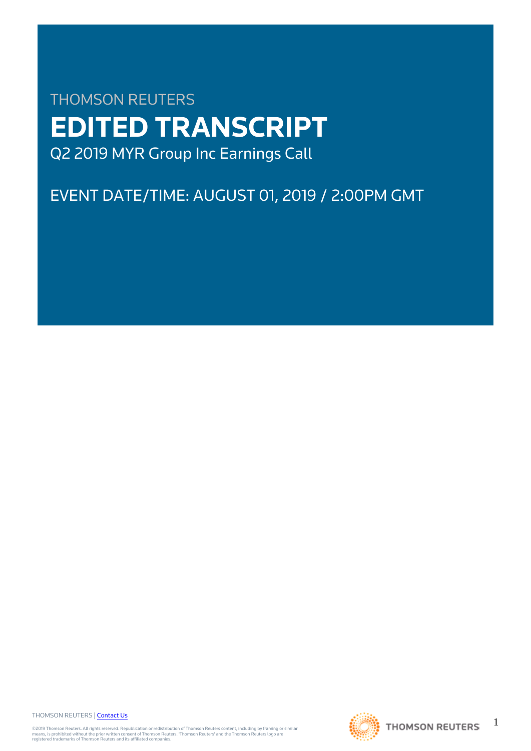THOMSON REUTERS

# EDITED TRANSCRIPT

Q2 2019 MYR Group Inc Earnings Call

EVENT DATE/TIME: AUGUST 01, 2019 / 2:00PM GMT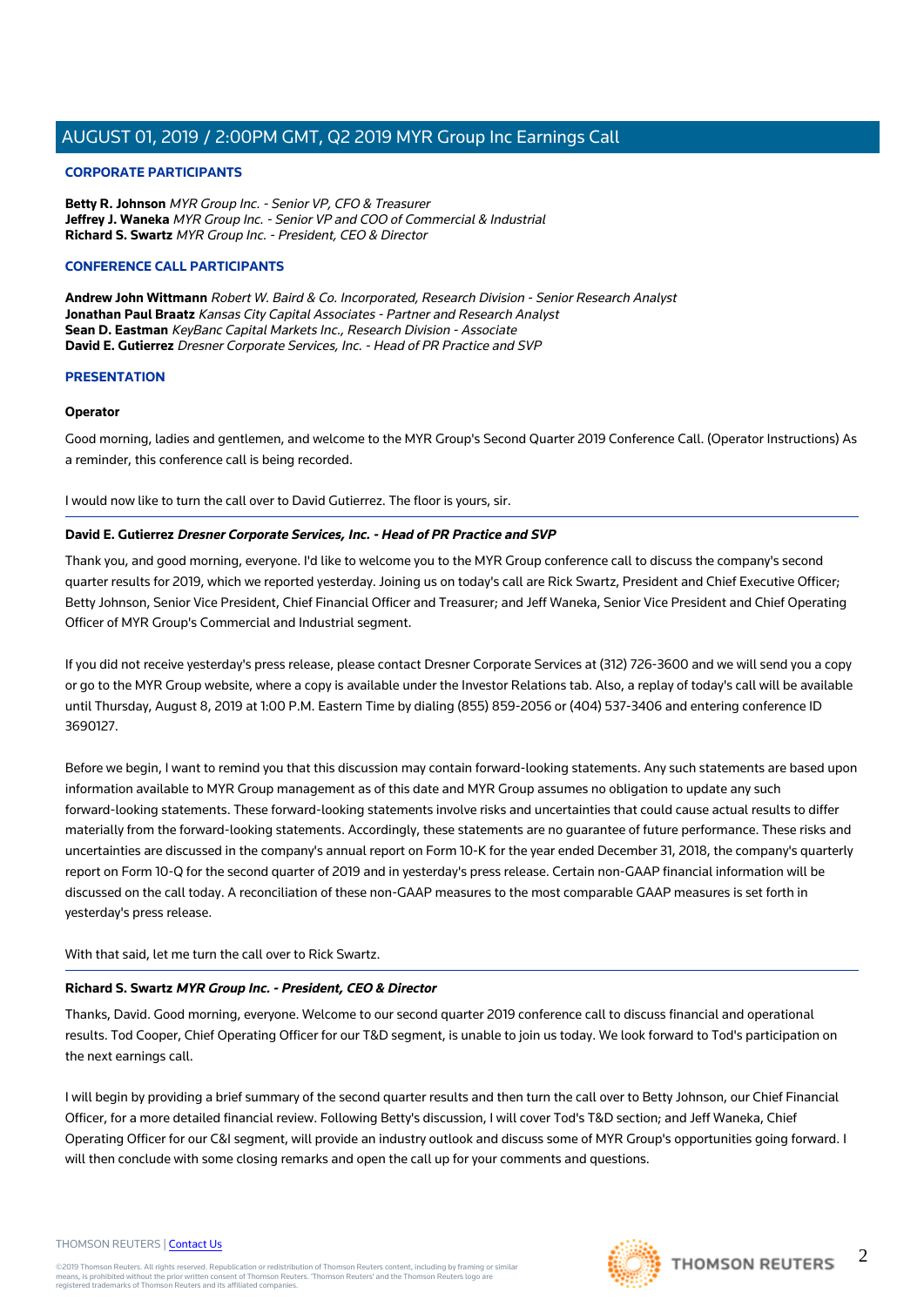## CORPORATE PARTICIPANTS

**Betty R. Johnson** *MYR Group Inc. - Senior VP, CFO & Treasurer*
**Jeffrey J. Waneka** *MYR Group Inc. - Senior VP and COO of Commercial & Industrial*
**Richard S. Swartz** *MYR Group Inc. - President, CEO & Director*

## CONFERENCE CALL PARTICIPANTS

**Andrew John Wittmann** *Robert W. Baird & Co. Incorporated, Research Division - Senior Research Analyst*
**Jonathan Paul Braatz** *Kansas City Capital Associates - Partner and Research Analyst*
**Sean D. Eastman** *KeyBanc Capital Markets Inc., Research Division - Associate*
**David E. Gutierrez** *Dresner Corporate Services, Inc. - Head of PR Practice and SVP*

## PRESENTATION

**Operator**

Good morning, ladies and gentlemen, and welcome to the MYR Group's Second Quarter 2019 Conference Call. (Operator Instructions) As a reminder, this conference call is being recorded.

I would now like to turn the call over to David Gutierrez. The floor is yours, sir.

---

**David E. Gutierrez** ***Dresner Corporate Services, Inc. - Head of PR Practice and SVP***

Thank you, and good morning, everyone. I'd like to welcome you to the MYR Group conference call to discuss the company's second quarter results for 2019, which we reported yesterday. Joining us on today's call are Rick Swartz, President and Chief Executive Officer; Betty Johnson, Senior Vice President, Chief Financial Officer and Treasurer; and Jeff Waneka, Senior Vice President and Chief Operating Officer of MYR Group's Commercial and Industrial segment.

If you did not receive yesterday's press release, please contact Dresner Corporate Services at (312) 726-3600 and we will send you a copy or go to the MYR Group website, where a copy is available under the Investor Relations tab. Also, a replay of today's call will be available until Thursday, August 8, 2019 at 1:00 P.M. Eastern Time by dialing (855) 859-2056 or (404) 537-3406 and entering conference ID 3690127.

Before we begin, I want to remind you that this discussion may contain forward-looking statements. Any such statements are based upon information available to MYR Group management as of this date and MYR Group assumes no obligation to update any such forward-looking statements. These forward-looking statements involve risks and uncertainties that could cause actual results to differ materially from the forward-looking statements. Accordingly, these statements are no guarantee of future performance. These risks and uncertainties are discussed in the company's annual report on Form 10-K for the year ended December 31, 2018, the company's quarterly report on Form 10-Q for the second quarter of 2019 and in yesterday's press release. Certain non-GAAP financial information will be discussed on the call today. A reconciliation of these non-GAAP measures to the most comparable GAAP measures is set forth in yesterday's press release.

With that said, let me turn the call over to Rick Swartz.

---

**Richard S. Swartz** ***MYR Group Inc. - President, CEO & Director***

Thanks, David. Good morning, everyone. Welcome to our second quarter 2019 conference call to discuss financial and operational results. Tod Cooper, Chief Operating Officer for our T&D segment, is unable to join us today. We look forward to Tod's participation on the next earnings call.

I will begin by providing a brief summary of the second quarter results and then turn the call over to Betty Johnson, our Chief Financial Officer, for a more detailed financial review. Following Betty's discussion, I will cover Tod's T&D section; and Jeff Waneka, Chief Operating Officer for our C&I segment, will provide an industry outlook and discuss some of MYR Group's opportunities going forward. I will then conclude with some closing remarks and open the call up for your comments and questions.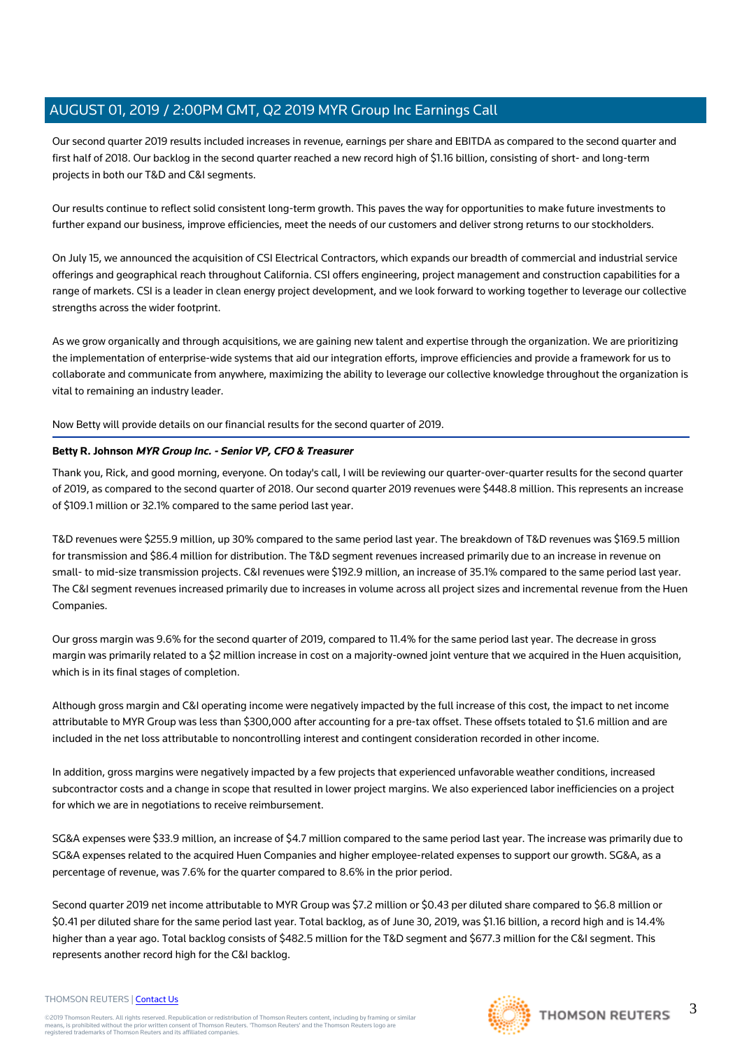Our second quarter 2019 results included increases in revenue, earnings per share and EBITDA as compared to the second quarter and first half of 2018. Our backlog in the second quarter reached a new record high of $1.16 billion, consisting of short- and long-term projects in both our T&D and C&I segments.

Our results continue to reflect solid consistent long-term growth. This paves the way for opportunities to make future investments to further expand our business, improve efficiencies, meet the needs of our customers and deliver strong returns to our stockholders.

On July 15, we announced the acquisition of CSI Electrical Contractors, which expands our breadth of commercial and industrial service offerings and geographical reach throughout California. CSI offers engineering, project management and construction capabilities for a range of markets. CSI is a leader in clean energy project development, and we look forward to working together to leverage our collective strengths across the wider footprint.

As we grow organically and through acquisitions, we are gaining new talent and expertise through the organization. We are prioritizing the implementation of enterprise-wide systems that aid our integration efforts, improve efficiencies and provide a framework for us to collaborate and communicate from anywhere, maximizing the ability to leverage our collective knowledge throughout the organization is vital to remaining an industry leader.

Now Betty will provide details on our financial results for the second quarter of 2019.

**Betty R. Johnson** ***MYR Group Inc. - Senior VP, CFO & Treasurer***

Thank you, Rick, and good morning, everyone. On today's call, I will be reviewing our quarter-over-quarter results for the second quarter of 2019, as compared to the second quarter of 2018. Our second quarter 2019 revenues were $448.8 million. This represents an increase of $109.1 million or 32.1% compared to the same period last year.

T&D revenues were $255.9 million, up 30% compared to the same period last year. The breakdown of T&D revenues was $169.5 million for transmission and $86.4 million for distribution. The T&D segment revenues increased primarily due to an increase in revenue on small- to mid-size transmission projects. C&I revenues were $192.9 million, an increase of 35.1% compared to the same period last year. The C&I segment revenues increased primarily due to increases in volume across all project sizes and incremental revenue from the Huen Companies.

Our gross margin was 9.6% for the second quarter of 2019, compared to 11.4% for the same period last year. The decrease in gross margin was primarily related to a $2 million increase in cost on a majority-owned joint venture that we acquired in the Huen acquisition, which is in its final stages of completion.

Although gross margin and C&I operating income were negatively impacted by the full increase of this cost, the impact to net income attributable to MYR Group was less than $300,000 after accounting for a pre-tax offset. These offsets totaled to $1.6 million and are included in the net loss attributable to noncontrolling interest and contingent consideration recorded in other income.

In addition, gross margins were negatively impacted by a few projects that experienced unfavorable weather conditions, increased subcontractor costs and a change in scope that resulted in lower project margins. We also experienced labor inefficiencies on a project for which we are in negotiations to receive reimbursement.

SG&A expenses were $33.9 million, an increase of $4.7 million compared to the same period last year. The increase was primarily due to SG&A expenses related to the acquired Huen Companies and higher employee-related expenses to support our growth. SG&A, as a percentage of revenue, was 7.6% for the quarter compared to 8.6% in the prior period.

Second quarter 2019 net income attributable to MYR Group was $7.2 million or $0.43 per diluted share compared to $6.8 million or $0.41 per diluted share for the same period last year. Total backlog, as of June 30, 2019, was $1.16 billion, a record high and is 14.4% higher than a year ago. Total backlog consists of $482.5 million for the T&D segment and $677.3 million for the C&I segment. This represents another record high for the C&I backlog.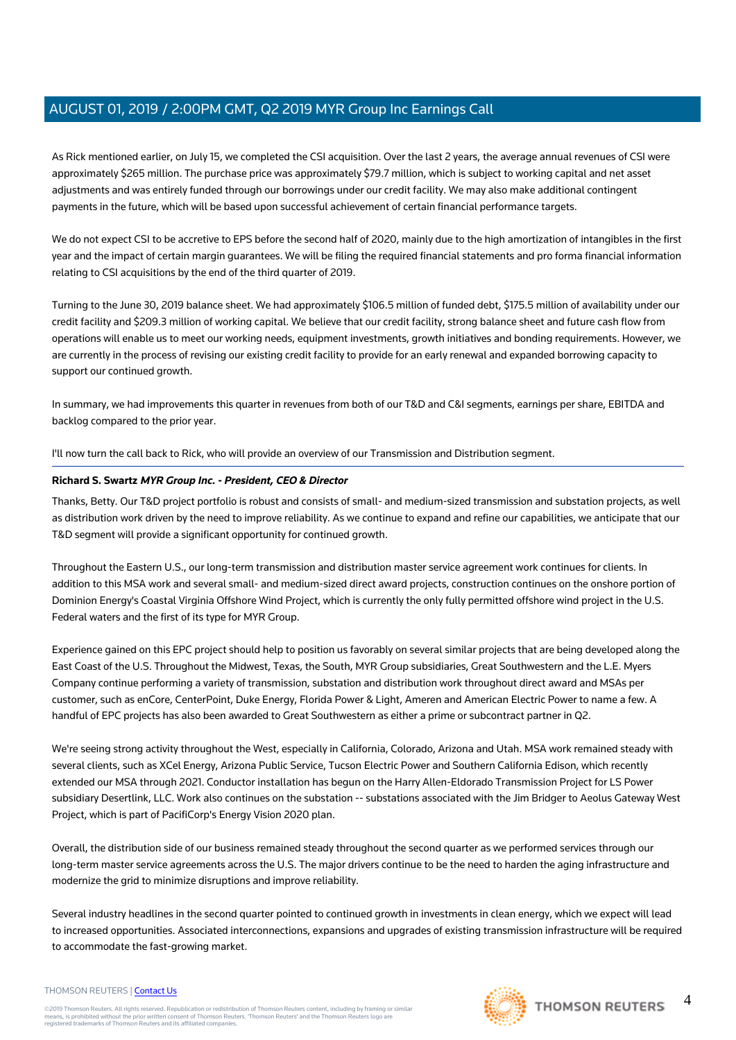As Rick mentioned earlier, on July 15, we completed the CSI acquisition. Over the last 2 years, the average annual revenues of CSI were approximately $265 million. The purchase price was approximately $79.7 million, which is subject to working capital and net asset adjustments and was entirely funded through our borrowings under our credit facility. We may also make additional contingent payments in the future, which will be based upon successful achievement of certain financial performance targets.

We do not expect CSI to be accretive to EPS before the second half of 2020, mainly due to the high amortization of intangibles in the first year and the impact of certain margin guarantees. We will be filing the required financial statements and pro forma financial information relating to CSI acquisitions by the end of the third quarter of 2019.

Turning to the June 30, 2019 balance sheet. We had approximately $106.5 million of funded debt, $175.5 million of availability under our credit facility and $209.3 million of working capital. We believe that our credit facility, strong balance sheet and future cash flow from operations will enable us to meet our working needs, equipment investments, growth initiatives and bonding requirements. However, we are currently in the process of revising our existing credit facility to provide for an early renewal and expanded borrowing capacity to support our continued growth.

In summary, we had improvements this quarter in revenues from both of our T&D and C&I segments, earnings per share, EBITDA and backlog compared to the prior year.

I'll now turn the call back to Rick, who will provide an overview of our Transmission and Distribution segment.

---

**Richard S. Swartz** ***MYR Group Inc. - President, CEO & Director***

Thanks, Betty. Our T&D project portfolio is robust and consists of small- and medium-sized transmission and substation projects, as well as distribution work driven by the need to improve reliability. As we continue to expand and refine our capabilities, we anticipate that our T&D segment will provide a significant opportunity for continued growth.

Throughout the Eastern U.S., our long-term transmission and distribution master service agreement work continues for clients. In addition to this MSA work and several small- and medium-sized direct award projects, construction continues on the onshore portion of Dominion Energy's Coastal Virginia Offshore Wind Project, which is currently the only fully permitted offshore wind project in the U.S. Federal waters and the first of its type for MYR Group.

Experience gained on this EPC project should help to position us favorably on several similar projects that are being developed along the East Coast of the U.S. Throughout the Midwest, Texas, the South, MYR Group subsidiaries, Great Southwestern and the L.E. Myers Company continue performing a variety of transmission, substation and distribution work throughout direct award and MSAs per customer, such as enCore, CenterPoint, Duke Energy, Florida Power & Light, Ameren and American Electric Power to name a few. A handful of EPC projects has also been awarded to Great Southwestern as either a prime or subcontract partner in Q2.

We're seeing strong activity throughout the West, especially in California, Colorado, Arizona and Utah. MSA work remained steady with several clients, such as XCel Energy, Arizona Public Service, Tucson Electric Power and Southern California Edison, which recently extended our MSA through 2021. Conductor installation has begun on the Harry Allen-Eldorado Transmission Project for LS Power subsidiary Desertlink, LLC. Work also continues on the substation -- substations associated with the Jim Bridger to Aeolus Gateway West Project, which is part of PacifiCorp's Energy Vision 2020 plan.

Overall, the distribution side of our business remained steady throughout the second quarter as we performed services through our long-term master service agreements across the U.S. The major drivers continue to be the need to harden the aging infrastructure and modernize the grid to minimize disruptions and improve reliability.

Several industry headlines in the second quarter pointed to continued growth in investments in clean energy, which we expect will lead to increased opportunities. Associated interconnections, expansions and upgrades of existing transmission infrastructure will be required to accommodate the fast-growing market.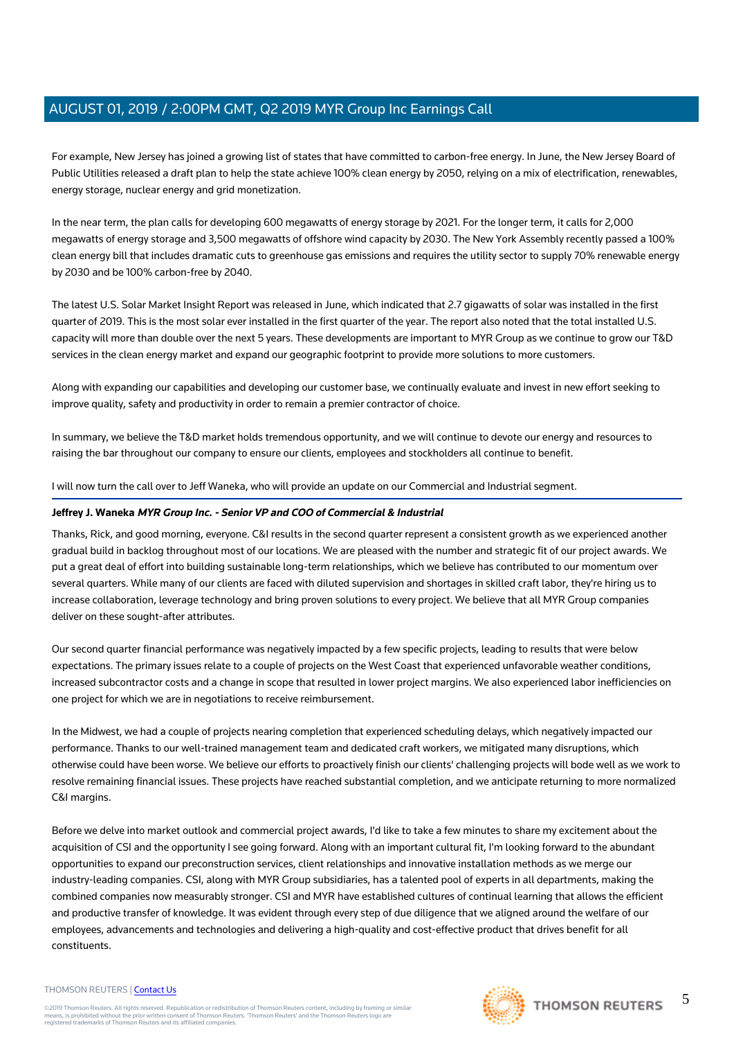For example, New Jersey has joined a growing list of states that have committed to carbon-free energy. In June, the New Jersey Board of Public Utilities released a draft plan to help the state achieve 100% clean energy by 2050, relying on a mix of electrification, renewables, energy storage, nuclear energy and grid monetization.

In the near term, the plan calls for developing 600 megawatts of energy storage by 2021. For the longer term, it calls for 2,000 megawatts of energy storage and 3,500 megawatts of offshore wind capacity by 2030. The New York Assembly recently passed a 100% clean energy bill that includes dramatic cuts to greenhouse gas emissions and requires the utility sector to supply 70% renewable energy by 2030 and be 100% carbon-free by 2040.

The latest U.S. Solar Market Insight Report was released in June, which indicated that 2.7 gigawatts of solar was installed in the first quarter of 2019. This is the most solar ever installed in the first quarter of the year. The report also noted that the total installed U.S. capacity will more than double over the next 5 years. These developments are important to MYR Group as we continue to grow our T&D services in the clean energy market and expand our geographic footprint to provide more solutions to more customers.

Along with expanding our capabilities and developing our customer base, we continually evaluate and invest in new effort seeking to improve quality, safety and productivity in order to remain a premier contractor of choice.

In summary, we believe the T&D market holds tremendous opportunity, and we will continue to devote our energy and resources to raising the bar throughout our company to ensure our clients, employees and stockholders all continue to benefit.

I will now turn the call over to Jeff Waneka, who will provide an update on our Commercial and Industrial segment.

**Jeffrey J. Waneka** ***MYR Group Inc. - Senior VP and COO of Commercial & Industrial***

Thanks, Rick, and good morning, everyone. C&I results in the second quarter represent a consistent growth as we experienced another gradual build in backlog throughout most of our locations. We are pleased with the number and strategic fit of our project awards. We put a great deal of effort into building sustainable long-term relationships, which we believe has contributed to our momentum over several quarters. While many of our clients are faced with diluted supervision and shortages in skilled craft labor, they're hiring us to increase collaboration, leverage technology and bring proven solutions to every project. We believe that all MYR Group companies deliver on these sought-after attributes.

Our second quarter financial performance was negatively impacted by a few specific projects, leading to results that were below expectations. The primary issues relate to a couple of projects on the West Coast that experienced unfavorable weather conditions, increased subcontractor costs and a change in scope that resulted in lower project margins. We also experienced labor inefficiencies on one project for which we are in negotiations to receive reimbursement.

In the Midwest, we had a couple of projects nearing completion that experienced scheduling delays, which negatively impacted our performance. Thanks to our well-trained management team and dedicated craft workers, we mitigated many disruptions, which otherwise could have been worse. We believe our efforts to proactively finish our clients' challenging projects will bode well as we work to resolve remaining financial issues. These projects have reached substantial completion, and we anticipate returning to more normalized C&I margins.

Before we delve into market outlook and commercial project awards, I'd like to take a few minutes to share my excitement about the acquisition of CSI and the opportunity I see going forward. Along with an important cultural fit, I'm looking forward to the abundant opportunities to expand our preconstruction services, client relationships and innovative installation methods as we merge our industry-leading companies. CSI, along with MYR Group subsidiaries, has a talented pool of experts in all departments, making the combined companies now measurably stronger. CSI and MYR have established cultures of continual learning that allows the efficient and productive transfer of knowledge. It was evident through every step of due diligence that we aligned around the welfare of our employees, advancements and technologies and delivering a high-quality and cost-effective product that drives benefit for all constituents.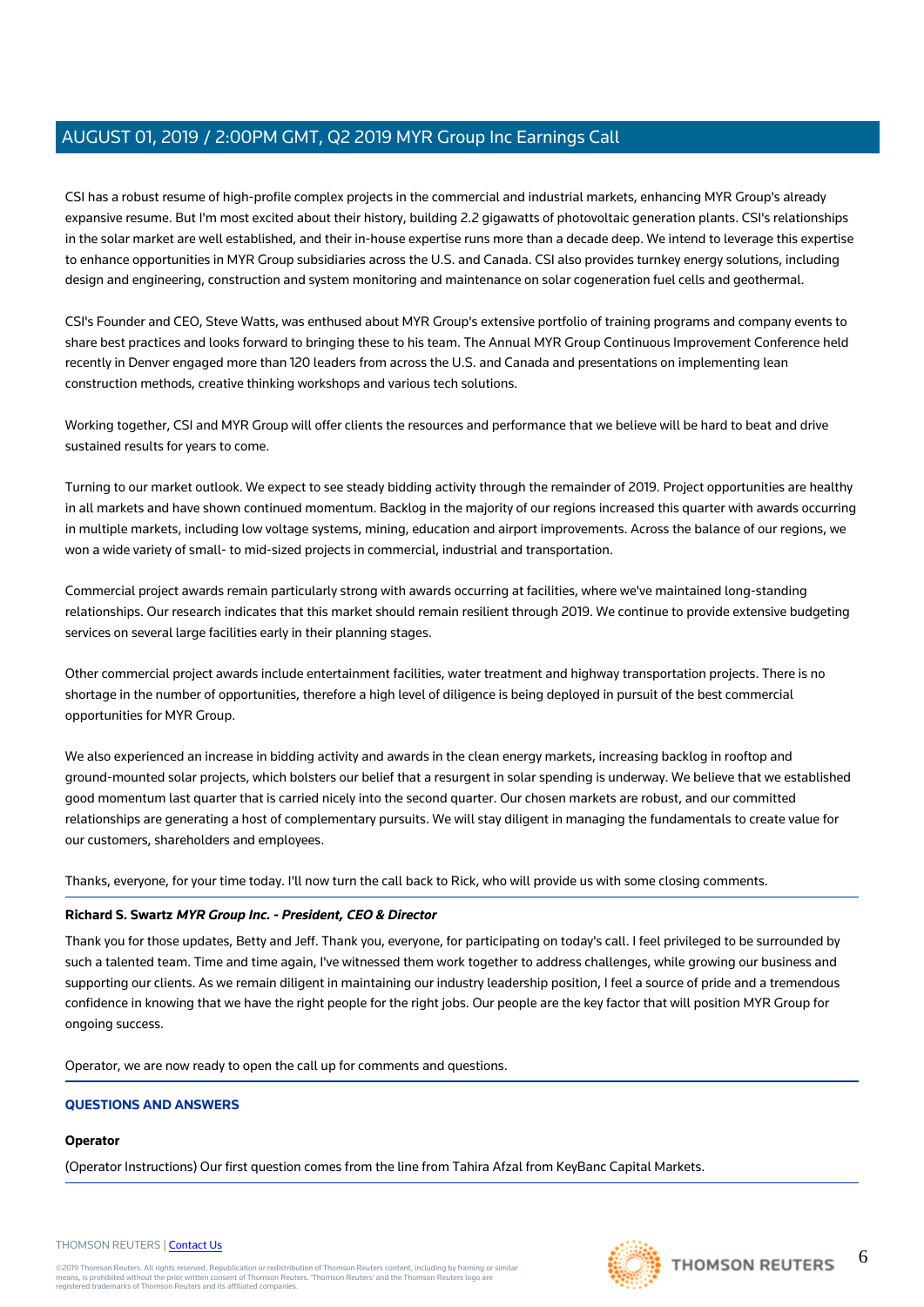CSI has a robust resume of high-profile complex projects in the commercial and industrial markets, enhancing MYR Group's already expansive resume. But I'm most excited about their history, building 2.2 gigawatts of photovoltaic generation plants. CSI's relationships in the solar market are well established, and their in-house expertise runs more than a decade deep. We intend to leverage this expertise to enhance opportunities in MYR Group subsidiaries across the U.S. and Canada. CSI also provides turnkey energy solutions, including design and engineering, construction and system monitoring and maintenance on solar cogeneration fuel cells and geothermal.

CSI's Founder and CEO, Steve Watts, was enthused about MYR Group's extensive portfolio of training programs and company events to share best practices and looks forward to bringing these to his team. The Annual MYR Group Continuous Improvement Conference held recently in Denver engaged more than 120 leaders from across the U.S. and Canada and presentations on implementing lean construction methods, creative thinking workshops and various tech solutions.

Working together, CSI and MYR Group will offer clients the resources and performance that we believe will be hard to beat and drive sustained results for years to come.

Turning to our market outlook. We expect to see steady bidding activity through the remainder of 2019. Project opportunities are healthy in all markets and have shown continued momentum. Backlog in the majority of our regions increased this quarter with awards occurring in multiple markets, including low voltage systems, mining, education and airport improvements. Across the balance of our regions, we won a wide variety of small- to mid-sized projects in commercial, industrial and transportation.

Commercial project awards remain particularly strong with awards occurring at facilities, where we've maintained long-standing relationships. Our research indicates that this market should remain resilient through 2019. We continue to provide extensive budgeting services on several large facilities early in their planning stages.

Other commercial project awards include entertainment facilities, water treatment and highway transportation projects. There is no shortage in the number of opportunities, therefore a high level of diligence is being deployed in pursuit of the best commercial opportunities for MYR Group.

We also experienced an increase in bidding activity and awards in the clean energy markets, increasing backlog in rooftop and ground-mounted solar projects, which bolsters our belief that a resurgent in solar spending is underway. We believe that we established good momentum last quarter that is carried nicely into the second quarter. Our chosen markets are robust, and our committed relationships are generating a host of complementary pursuits. We will stay diligent in managing the fundamentals to create value for our customers, shareholders and employees.

Thanks, everyone, for your time today. I'll now turn the call back to Rick, who will provide us with some closing comments.

---

**Richard S. Swartz** ***MYR Group Inc. - President, CEO & Director***

Thank you for those updates, Betty and Jeff. Thank you, everyone, for participating on today's call. I feel privileged to be surrounded by such a talented team. Time and time again, I've witnessed them work together to address challenges, while growing our business and supporting our clients. As we remain diligent in maintaining our industry leadership position, I feel a source of pride and a tremendous confidence in knowing that we have the right people for the right jobs. Our people are the key factor that will position MYR Group for ongoing success.

Operator, we are now ready to open the call up for comments and questions.

---

## QUESTIONS AND ANSWERS

**Operator**

(Operator Instructions) Our first question comes from the line from Tahira Afzal from KeyBanc Capital Markets.

---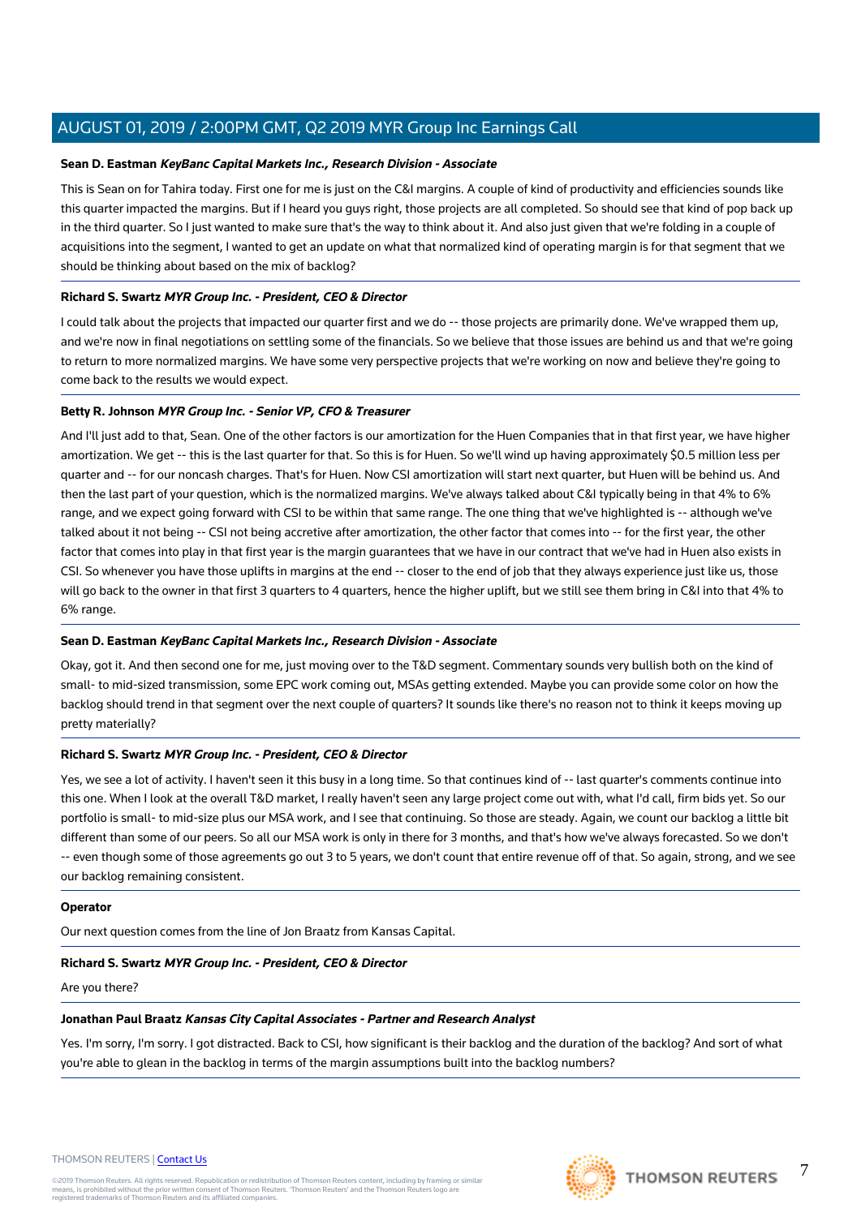**Sean D. Eastman** ***KeyBanc Capital Markets Inc., Research Division - Associate***

This is Sean on for Tahira today. First one for me is just on the C&I margins. A couple of kind of productivity and efficiencies sounds like this quarter impacted the margins. But if I heard you guys right, those projects are all completed. So should see that kind of pop back up in the third quarter. So I just wanted to make sure that's the way to think about it. And also just given that we're folding in a couple of acquisitions into the segment, I wanted to get an update on what that normalized kind of operating margin is for that segment that we should be thinking about based on the mix of backlog?

**Richard S. Swartz** ***MYR Group Inc. - President, CEO & Director***

I could talk about the projects that impacted our quarter first and we do -- those projects are primarily done. We've wrapped them up, and we're now in final negotiations on settling some of the financials. So we believe that those issues are behind us and that we're going to return to more normalized margins. We have some very perspective projects that we're working on now and believe they're going to come back to the results we would expect.

**Betty R. Johnson** ***MYR Group Inc. - Senior VP, CFO & Treasurer***

And I'll just add to that, Sean. One of the other factors is our amortization for the Huen Companies that in that first year, we have higher amortization. We get -- this is the last quarter for that. So this is for Huen. So we'll wind up having approximately $0.5 million less per quarter and -- for our noncash charges. That's for Huen. Now CSI amortization will start next quarter, but Huen will be behind us. And then the last part of your question, which is the normalized margins. We've always talked about C&I typically being in that 4% to 6% range, and we expect going forward with CSI to be within that same range. The one thing that we've highlighted is -- although we've talked about it not being -- CSI not being accretive after amortization, the other factor that comes into -- for the first year, the other factor that comes into play in that first year is the margin guarantees that we have in our contract that we've had in Huen also exists in CSI. So whenever you have those uplifts in margins at the end -- closer to the end of job that they always experience just like us, those will go back to the owner in that first 3 quarters to 4 quarters, hence the higher uplift, but we still see them bring in C&I into that 4% to 6% range.

**Sean D. Eastman** ***KeyBanc Capital Markets Inc., Research Division - Associate***

Okay, got it. And then second one for me, just moving over to the T&D segment. Commentary sounds very bullish both on the kind of small- to mid-sized transmission, some EPC work coming out, MSAs getting extended. Maybe you can provide some color on how the backlog should trend in that segment over the next couple of quarters? It sounds like there's no reason not to think it keeps moving up pretty materially?

**Richard S. Swartz** ***MYR Group Inc. - President, CEO & Director***

Yes, we see a lot of activity. I haven't seen it this busy in a long time. So that continues kind of -- last quarter's comments continue into this one. When I look at the overall T&D market, I really haven't seen any large project come out with, what I'd call, firm bids yet. So our portfolio is small- to mid-size plus our MSA work, and I see that continuing. So those are steady. Again, we count our backlog a little bit different than some of our peers. So all our MSA work is only in there for 3 months, and that's how we've always forecasted. So we don't -- even though some of those agreements go out 3 to 5 years, we don't count that entire revenue off of that. So again, strong, and we see our backlog remaining consistent.

**Operator**

Our next question comes from the line of Jon Braatz from Kansas Capital.

**Richard S. Swartz** ***MYR Group Inc. - President, CEO & Director***

Are you there?

**Jonathan Paul Braatz** ***Kansas City Capital Associates - Partner and Research Analyst***

Yes. I'm sorry, I'm sorry. I got distracted. Back to CSI, how significant is their backlog and the duration of the backlog? And sort of what you're able to glean in the backlog in terms of the margin assumptions built into the backlog numbers?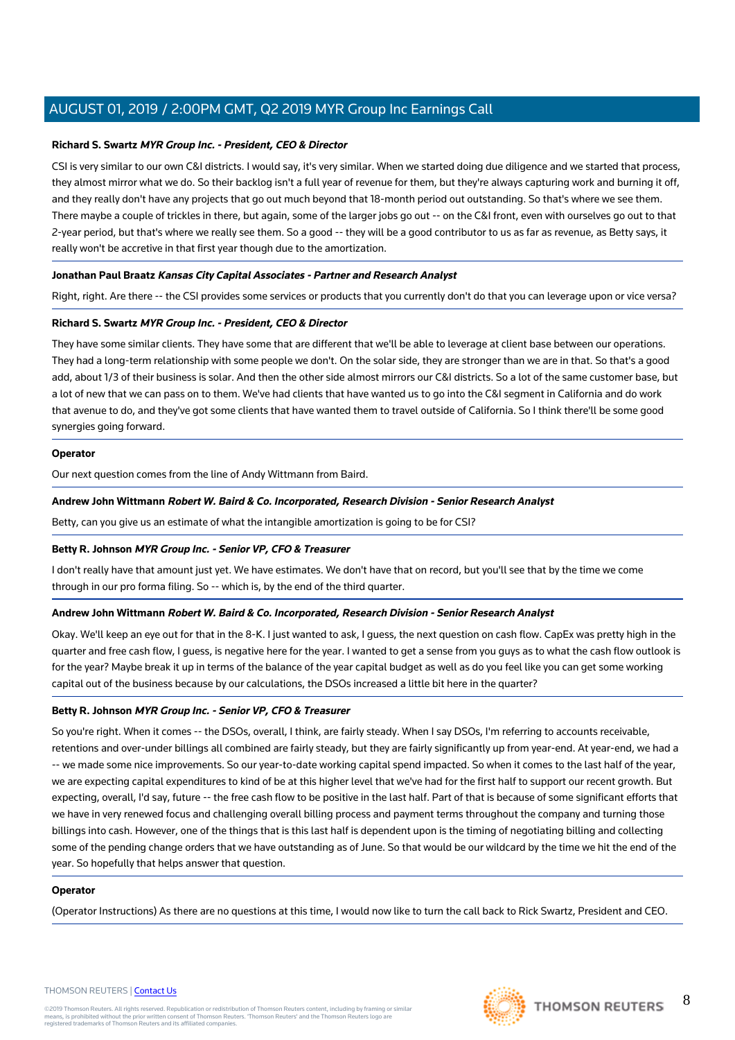**Richard S. Swartz** ***MYR Group Inc. - President, CEO & Director***

CSI is very similar to our own C&I districts. I would say, it's very similar. When we started doing due diligence and we started that process, they almost mirror what we do. So their backlog isn't a full year of revenue for them, but they're always capturing work and burning it off, and they really don't have any projects that go out much beyond that 18-month period out outstanding. So that's where we see them. There maybe a couple of trickles in there, but again, some of the larger jobs go out -- on the C&I front, even with ourselves go out to that 2-year period, but that's where we really see them. So a good -- they will be a good contributor to us as far as revenue, as Betty says, it really won't be accretive in that first year though due to the amortization.

**Jonathan Paul Braatz** ***Kansas City Capital Associates - Partner and Research Analyst***

Right, right. Are there -- the CSI provides some services or products that you currently don't do that you can leverage upon or vice versa?

**Richard S. Swartz** ***MYR Group Inc. - President, CEO & Director***

They have some similar clients. They have some that are different that we'll be able to leverage at client base between our operations. They had a long-term relationship with some people we don't. On the solar side, they are stronger than we are in that. So that's a good add, about 1/3 of their business is solar. And then the other side almost mirrors our C&I districts. So a lot of the same customer base, but a lot of new that we can pass on to them. We've had clients that have wanted us to go into the C&I segment in California and do work that avenue to do, and they've got some clients that have wanted them to travel outside of California. So I think there'll be some good synergies going forward.

**Operator**

Our next question comes from the line of Andy Wittmann from Baird.

**Andrew John Wittmann** ***Robert W. Baird & Co. Incorporated, Research Division - Senior Research Analyst***

Betty, can you give us an estimate of what the intangible amortization is going to be for CSI?

**Betty R. Johnson** ***MYR Group Inc. - Senior VP, CFO & Treasurer***

I don't really have that amount just yet. We have estimates. We don't have that on record, but you'll see that by the time we come through in our pro forma filing. So -- which is, by the end of the third quarter.

**Andrew John Wittmann** ***Robert W. Baird & Co. Incorporated, Research Division - Senior Research Analyst***

Okay. We'll keep an eye out for that in the 8-K. I just wanted to ask, I guess, the next question on cash flow. CapEx was pretty high in the quarter and free cash flow, I guess, is negative here for the year. I wanted to get a sense from you guys as to what the cash flow outlook is for the year? Maybe break it up in terms of the balance of the year capital budget as well as do you feel like you can get some working capital out of the business because by our calculations, the DSOs increased a little bit here in the quarter?

**Betty R. Johnson** ***MYR Group Inc. - Senior VP, CFO & Treasurer***

So you're right. When it comes -- the DSOs, overall, I think, are fairly steady. When I say DSOs, I'm referring to accounts receivable, retentions and over-under billings all combined are fairly steady, but they are fairly significantly up from year-end. At year-end, we had a -- we made some nice improvements. So our year-to-date working capital spend impacted. So when it comes to the last half of the year, we are expecting capital expenditures to kind of be at this higher level that we've had for the first half to support our recent growth. But expecting, overall, I'd say, future -- the free cash flow to be positive in the last half. Part of that is because of some significant efforts that we have in very renewed focus and challenging overall billing process and payment terms throughout the company and turning those billings into cash. However, one of the things that is this last half is dependent upon is the timing of negotiating billing and collecting some of the pending change orders that we have outstanding as of June. So that would be our wildcard by the time we hit the end of the year. So hopefully that helps answer that question.

**Operator**

(Operator Instructions) As there are no questions at this time, I would now like to turn the call back to Rick Swartz, President and CEO.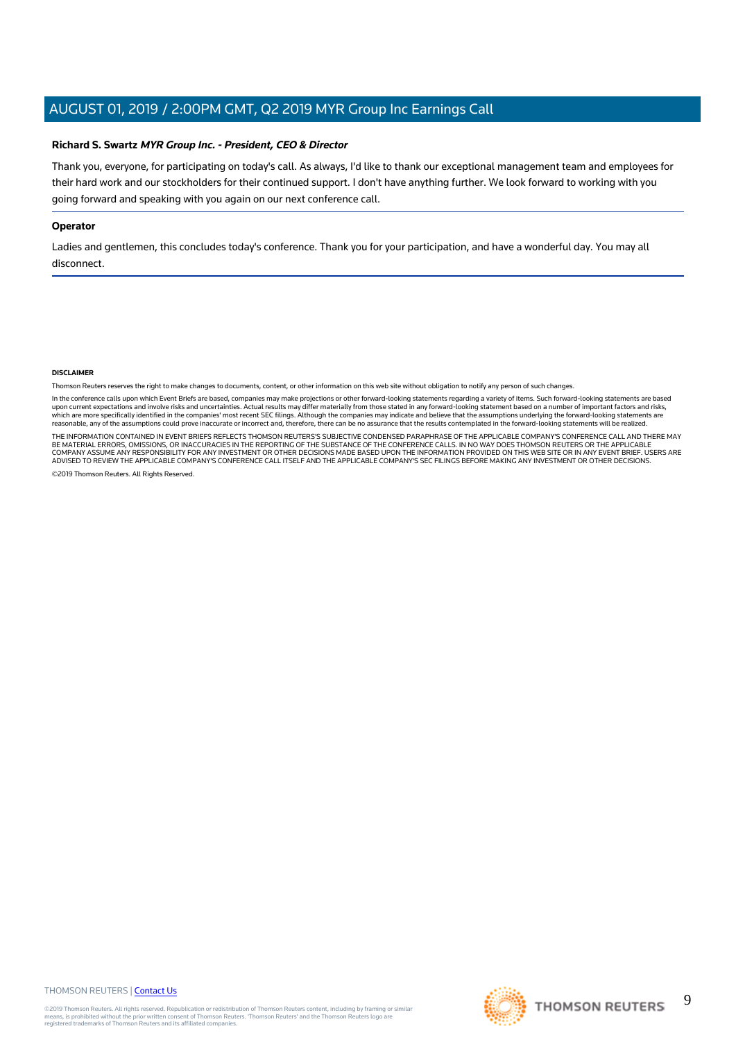**Richard S. Swartz** ***MYR Group Inc. - President, CEO & Director***

Thank you, everyone, for participating on today's call. As always, I'd like to thank our exceptional management team and employees for their hard work and our stockholders for their continued support. I don't have anything further. We look forward to working with you going forward and speaking with you again on our next conference call.

---

**Operator**

Ladies and gentlemen, this concludes today's conference. Thank you for your participation, and have a wonderful day. You may all disconnect.

---

**DISCLAIMER**

Thomson Reuters reserves the right to make changes to documents, content, or other information on this web site without obligation to notify any person of such changes.

In the conference calls upon which Event Briefs are based, companies may make projections or other forward-looking statements regarding a variety of items. Such forward-looking statements are based upon current expectations and involve risks and uncertainties. Actual results may differ materially from those stated in any forward-looking statement based on a number of important factors and risks, which are more specifically identified in the companies' most recent SEC filings. Although the companies may indicate and believe that the assumptions underlying the forward-looking statements are reasonable, any of the assumptions could prove inaccurate or incorrect and, therefore, there can be no assurance that the results contemplated in the forward-looking statements will be realized.

THE INFORMATION CONTAINED IN EVENT BRIEFS REFLECTS THOMSON REUTERS'S SUBJECTIVE CONDENSED PARAPHRASE OF THE APPLICABLE COMPANY'S CONFERENCE CALL AND THERE MAY BE MATERIAL ERRORS, OMISSIONS, OR INACCURACIES IN THE REPORTING OF THE SUBSTANCE OF THE CONFERENCE CALLS. IN NO WAY DOES THOMSON REUTERS OR THE APPLICABLE COMPANY ASSUME ANY RESPONSIBILITY FOR ANY INVESTMENT OR OTHER DECISIONS MADE BASED UPON THE INFORMATION PROVIDED ON THIS WEB SITE OR IN ANY EVENT BRIEF. USERS ARE ADVISED TO REVIEW THE APPLICABLE COMPANY'S CONFERENCE CALL ITSELF AND THE APPLICABLE COMPANY'S SEC FILINGS BEFORE MAKING ANY INVESTMENT OR OTHER DECISIONS.

©2019 Thomson Reuters. All Rights Reserved.